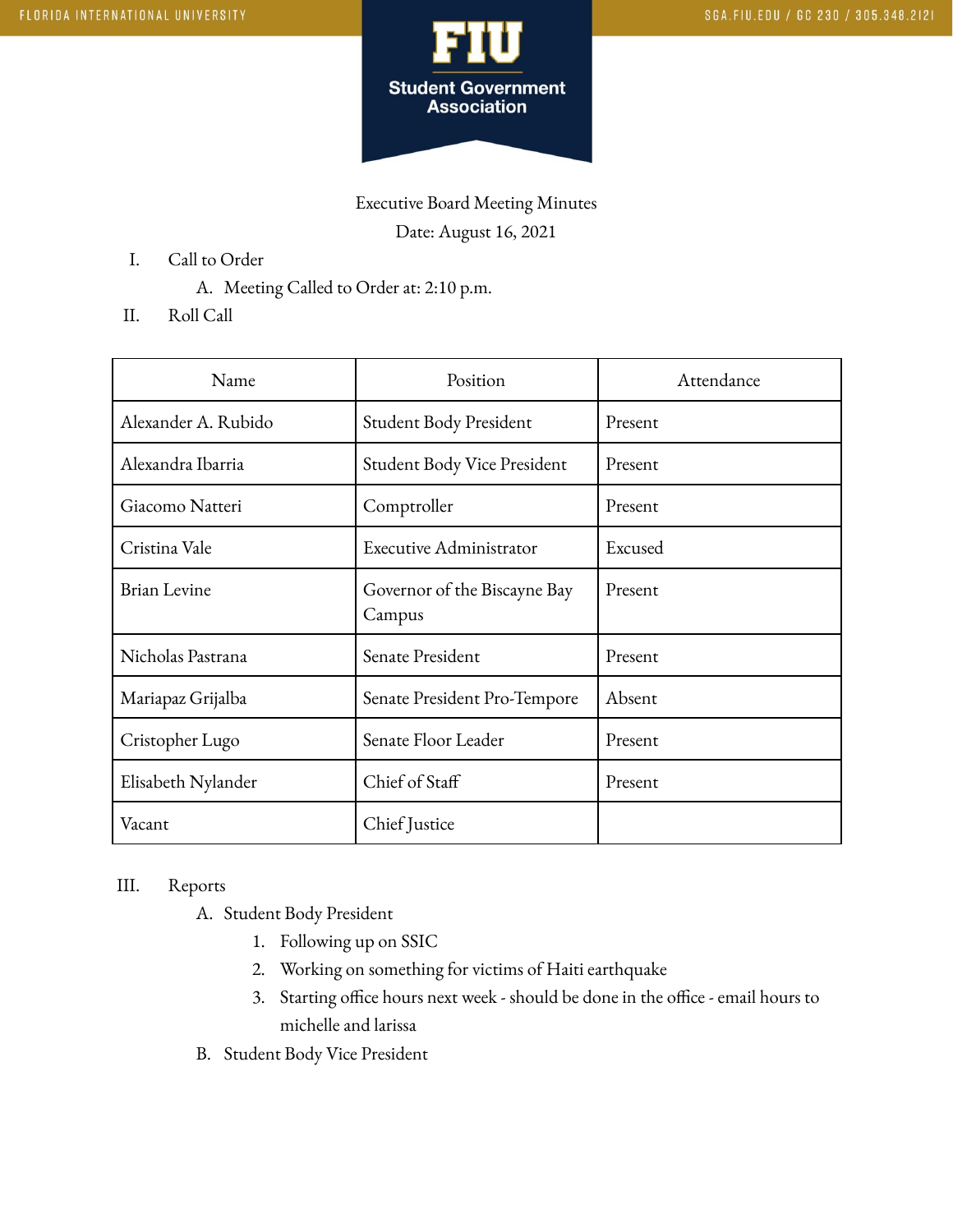FLORIDA INTERNATIONAL UNIVERSITY

SGA.FIU.EDU / GC 230 / 305.348.2121

**FIU Student Government Association**

Executive Board Meeting Minutes

Date: August 16, 2021

I. Call to Order
   A. Meeting Called to Order at: 2:10 p.m.

II. Roll Call

| Name | Position | Attendance |
|---|---|---|
| Alexander A. Rubido | Student Body President | Present |
| Alexandra Ibarria | Student Body Vice President | Present |
| Giacomo Natteri | Comptroller | Present |
| Cristina Vale | Executive Administrator | Excused |
| Brian Levine | Governor of the Biscayne Bay Campus | Present |
| Nicholas Pastrana | Senate President | Present |
| Mariapaz Grijalba | Senate President Pro-Tempore | Absent |
| Cristopher Lugo | Senate Floor Leader | Present |
| Elisabeth Nylander | Chief of Staff | Present |
| Vacant | Chief Justice | |

III. Reports
   A. Student Body President
      1. Following up on SSIC
      2. Working on something for victims of Haiti earthquake
      3. Starting office hours next week - should be done in the office - email hours to michelle and larissa
   B. Student Body Vice President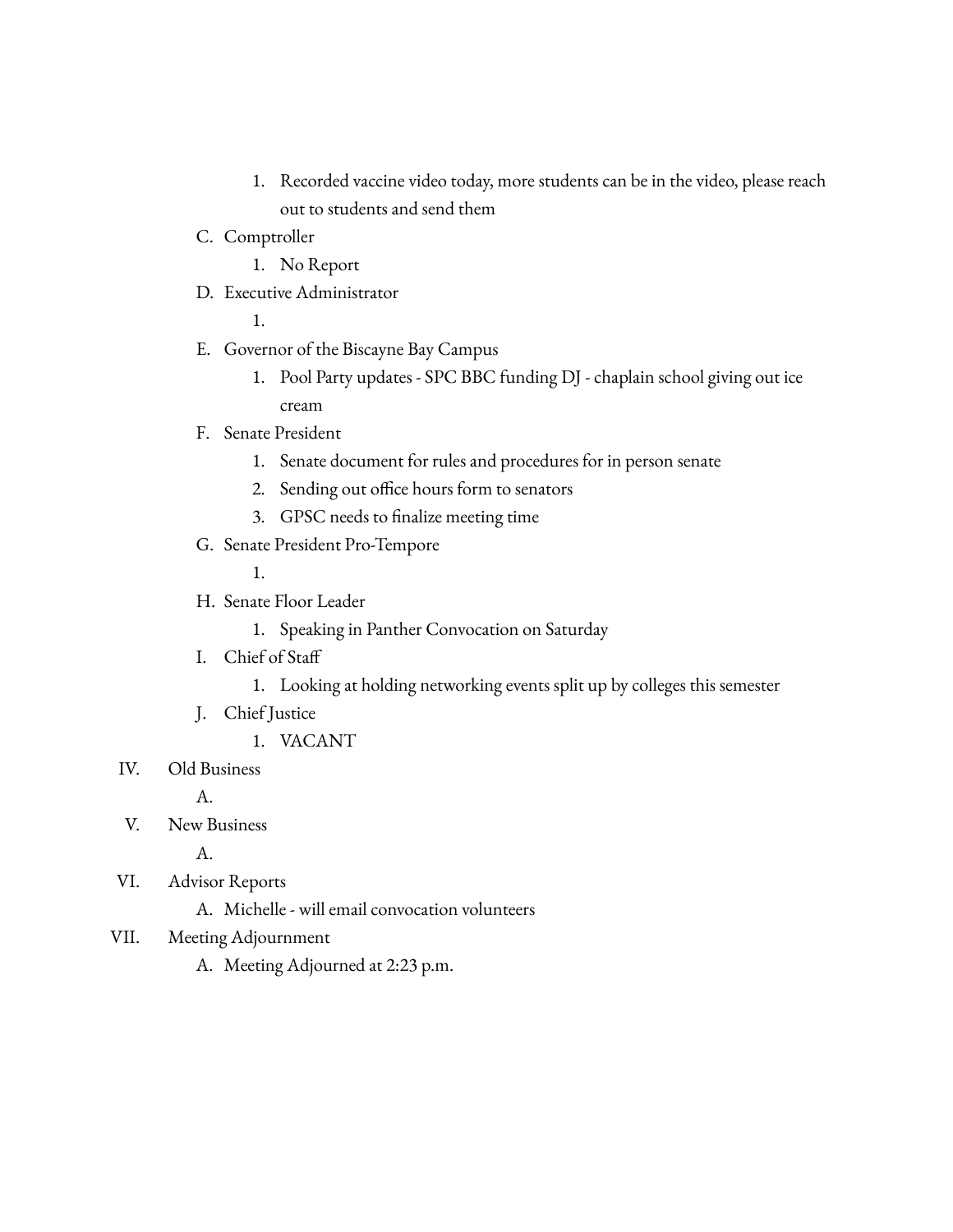1. Recorded vaccine video today, more students can be in the video, please reach out to students and send them

C. Comptroller

1. No Report

D. Executive Administrator

1.

E. Governor of the Biscayne Bay Campus

1. Pool Party updates - SPC BBC funding DJ - chaplain school giving out ice cream

F. Senate President

1. Senate document for rules and procedures for in person senate
2. Sending out office hours form to senators
3. GPSC needs to finalize meeting time

G. Senate President Pro-Tempore

1.

H. Senate Floor Leader

1. Speaking in Panther Convocation on Saturday

I. Chief of Staff

1. Looking at holding networking events split up by colleges this semester

J. Chief Justice

1. VACANT

IV. Old Business

A.

V. New Business

A.

VI. Advisor Reports

A. Michelle - will email convocation volunteers

VII. Meeting Adjournment

A. Meeting Adjourned at 2:23 p.m.